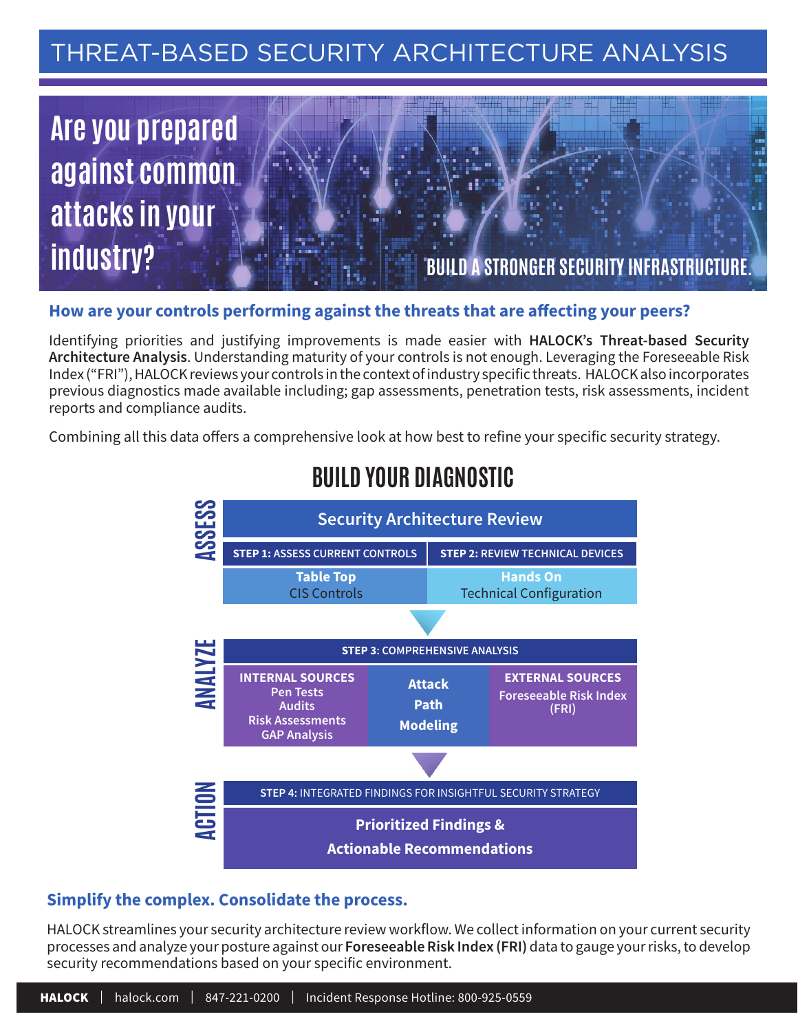# THREAT-BASED SECURITY ARCHITECTURE ANALYSIS

## Are you prepared against common attacks in your industry?

**BUILD A STRONGER SECURITY INFRASTRUCTURE.**

### How are your controls performing against the threats that are affecting your peers?

Identifying priorities and justifying improvements is made easier with **HALOCK's Threat-based Security Architecture Analysis**. Understanding maturity of your controls is not enough. Leveraging the Foreseeable Risk Index ("FRI"), HALOCK reviews your controls in the context of industry specific threats. HALOCK also incorporates previous diagnostics made available including; gap assessments, penetration tests, risk assessments, incident reports and compliance audits.

Combining all this data offers a comprehensive look at how best to refine your specific security strategy.

## BUILD YOUR DIAGNOSTIC

**ASSESS**

**Security Architecture Review**

| STEP 1: ASSESS CURRENT CONTROLS | STEP 2: REVIEW TECHNICAL DEVICES |
|---|---|
| **Table Top** CIS Controls | **Hands On** Technical Configuration |

**ANALYZE**

**STEP 3: COMPREHENSIVE ANALYSIS**

| INTERNAL SOURCES | | EXTERNAL SOURCES |
|---|---|---|
| Pen Tests<br>Audits<br>Risk Assessments<br>GAP Analysis | **Attack Path Modeling** | Foreseeable Risk Index (FRI) |

**ACTION**

**STEP 4: INTEGRATED FINDINGS FOR INSIGHTFUL SECURITY STRATEGY**

**Prioritized Findings & Actionable Recommendations**

### Simplify the complex. Consolidate the process.

HALOCK streamlines your security architecture review workflow. We collect information on your current security processes and analyze your posture against our **Foreseeable Risk Index (FRI)** data to gauge your risks, to develop security recommendations based on your specific environment.

**HALOCK** | halock.com | 847-221-0200 | Incident Response Hotline: 800-925-0559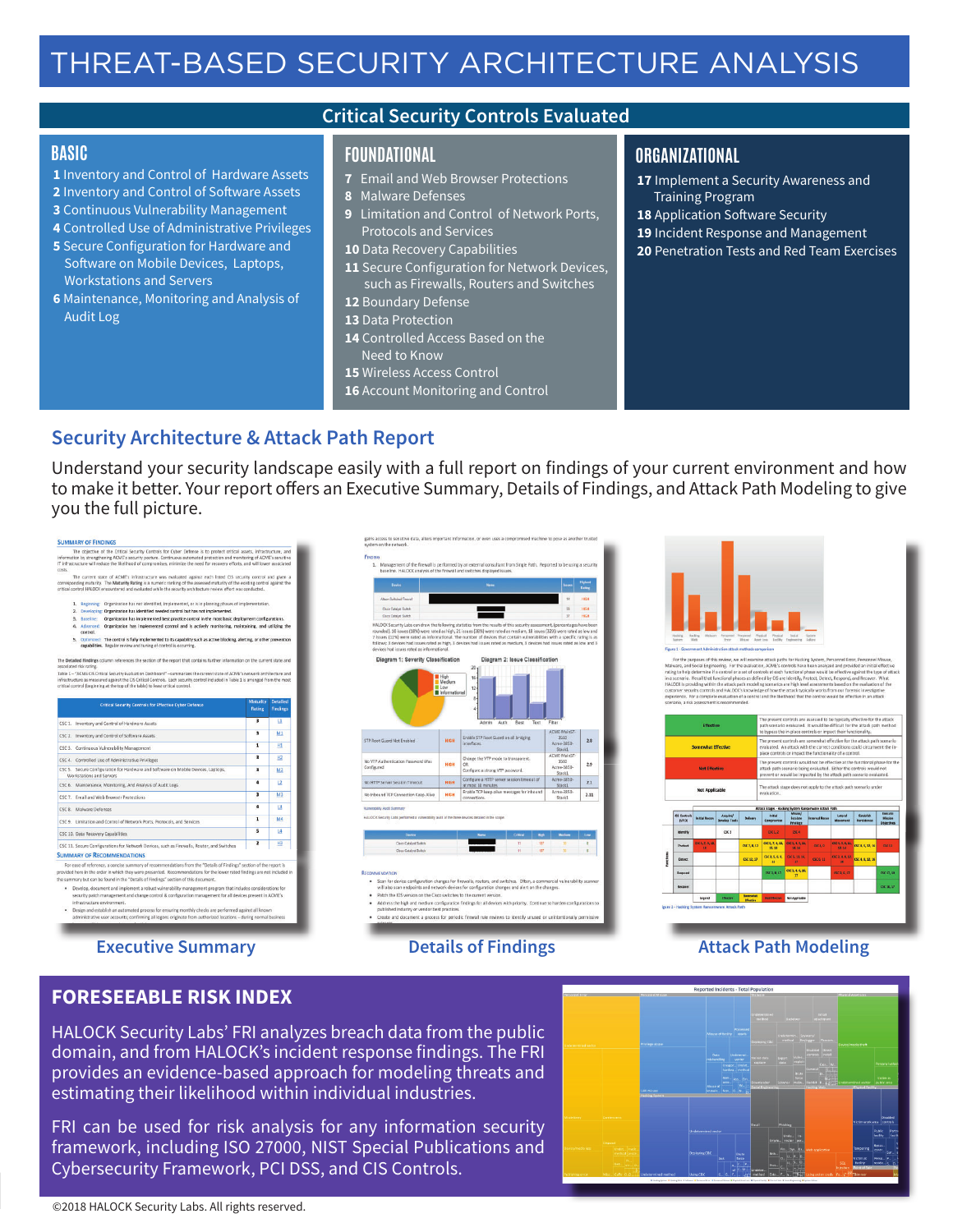# THREAT-BASED SECURITY ARCHITECTURE ANALYSIS

## Critical Security Controls Evaluated

### BASIC

1. Inventory and Control of Hardware Assets
2. Inventory and Control of Software Assets
3. Continuous Vulnerability Management
4. Controlled Use of Administrative Privileges
5. Secure Configuration for Hardware and Software on Mobile Devices, Laptops, Workstations and Servers
6. Maintenance, Monitoring and Analysis of Audit Log

### FOUNDATIONAL

7. Email and Web Browser Protections
8. Malware Defenses
9. Limitation and Control of Network Ports, Protocols and Services
10. Data Recovery Capabilities
11. Secure Configuration for Network Devices, such as Firewalls, Routers and Switches
12. Boundary Defense
13. Data Protection
14. Controlled Access Based on the Need to Know
15. Wireless Access Control
16. Account Monitoring and Control

### ORGANIZATIONAL

17. Implement a Security Awareness and Training Program
18. Application Software Security
19. Incident Response and Management
20. Penetration Tests and Red Team Exercises

## Security Architecture & Attack Path Report

Understand your security landscape easily with a full report on findings of your current environment and how to make it better. Your report offers an Executive Summary, Details of Findings, and Attack Path Modeling to give you the full picture.

Executive Summary

Details of Findings

Attack Path Modeling

## FORESEEABLE RISK INDEX

HALOCK Security Labs' FRI analyzes breach data from the public domain, and from HALOCK's incident response findings. The FRI provides an evidence-based approach for modeling threats and estimating their likelihood within individual industries.

FRI can be used for risk analysis for any information security framework, including ISO 27000, NIST Special Publications and Cybersecurity Framework, PCI DSS, and CIS Controls.

©2018 HALOCK Security Labs. All rights reserved.